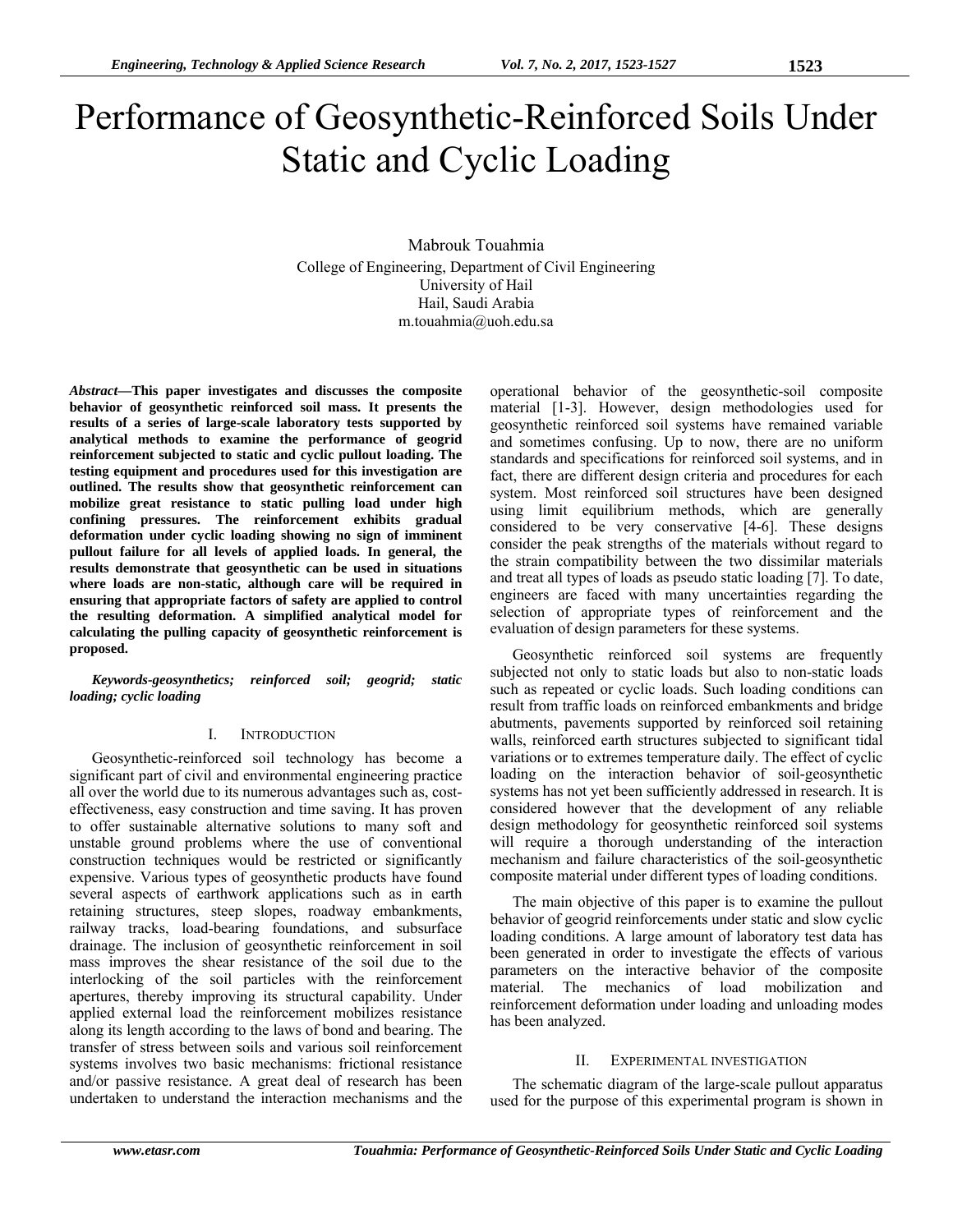# Performance of Geosynthetic-Reinforced Soils Under Static and Cyclic Loading

Mabrouk Touahmia
College of Engineering, Department of Civil Engineering
University of Hail
Hail, Saudi Arabia
m.touahmia@uoh.edu.sa

***Abstract*—This paper investigates and discusses the composite behavior of geosynthetic reinforced soil mass. It presents the results of a series of large-scale laboratory tests supported by analytical methods to examine the performance of geogrid reinforcement subjected to static and cyclic pullout loading. The testing equipment and procedures used for this investigation are outlined. The results show that geosynthetic reinforcement can mobilize great resistance to static pulling load under high confining pressures. The reinforcement exhibits gradual deformation under cyclic loading showing no sign of imminent pullout failure for all levels of applied loads. In general, the results demonstrate that geosynthetic can be used in situations where loads are non-static, although care will be required in ensuring that appropriate factors of safety are applied to control the resulting deformation. A simplified analytical model for calculating the pulling capacity of geosynthetic reinforcement is proposed.**

***Keywords-geosynthetics; reinforced soil; geogrid; static loading; cyclic loading***

## I. Introduction

Geosynthetic-reinforced soil technology has become a significant part of civil and environmental engineering practice all over the world due to its numerous advantages such as, cost-effectiveness, easy construction and time saving. It has proven to offer sustainable alternative solutions to many soft and unstable ground problems where the use of conventional construction techniques would be restricted or significantly expensive. Various types of geosynthetic products have found several aspects of earthwork applications such as in earth retaining structures, steep slopes, roadway embankments, railway tracks, load-bearing foundations, and subsurface drainage. The inclusion of geosynthetic reinforcement in soil mass improves the shear resistance of the soil due to the interlocking of the soil particles with the reinforcement apertures, thereby improving its structural capability. Under applied external load the reinforcement mobilizes resistance along its length according to the laws of bond and bearing. The transfer of stress between soils and various soil reinforcement systems involves two basic mechanisms: frictional resistance and/or passive resistance. A great deal of research has been undertaken to understand the interaction mechanisms and the operational behavior of the geosynthetic-soil composite material [1-3]. However, design methodologies used for geosynthetic reinforced soil systems have remained variable and sometimes confusing. Up to now, there are no uniform standards and specifications for reinforced soil systems, and in fact, there are different design criteria and procedures for each system. Most reinforced soil structures have been designed using limit equilibrium methods, which are generally considered to be very conservative [4-6]. These designs consider the peak strengths of the materials without regard to the strain compatibility between the two dissimilar materials and treat all types of loads as pseudo static loading [7]. To date, engineers are faced with many uncertainties regarding the selection of appropriate types of reinforcement and the evaluation of design parameters for these systems.

Geosynthetic reinforced soil systems are frequently subjected not only to static loads but also to non-static loads such as repeated or cyclic loads. Such loading conditions can result from traffic loads on reinforced embankments and bridge abutments, pavements supported by reinforced soil retaining walls, reinforced earth structures subjected to significant tidal variations or to extremes temperature daily. The effect of cyclic loading on the interaction behavior of soil-geosynthetic systems has not yet been sufficiently addressed in research. It is considered however that the development of any reliable design methodology for geosynthetic reinforced soil systems will require a thorough understanding of the interaction mechanism and failure characteristics of the soil-geosynthetic composite material under different types of loading conditions.

The main objective of this paper is to examine the pullout behavior of geogrid reinforcements under static and slow cyclic loading conditions. A large amount of laboratory test data has been generated in order to investigate the effects of various parameters on the interactive behavior of the composite material. The mechanics of load mobilization and reinforcement deformation under loading and unloading modes has been analyzed.

## II. Experimental Investigation

The schematic diagram of the large-scale pullout apparatus used for the purpose of this experimental program is shown in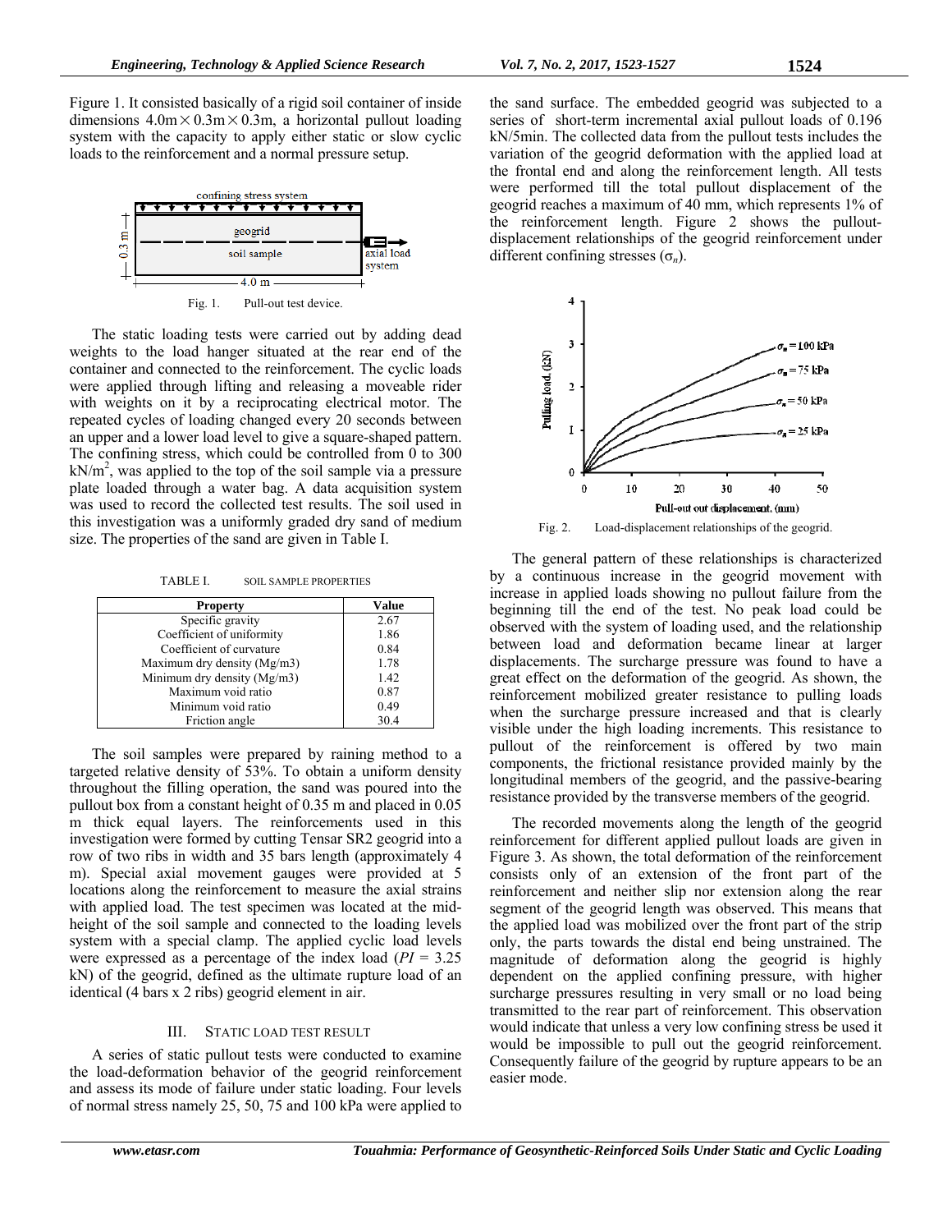Figure 1. It consisted basically of a rigid soil container of inside dimensions 4.0m × 0.3m × 0.3m, a horizontal pullout loading system with the capacity to apply either static or slow cyclic loads to the reinforcement and a normal pressure setup.

Fig. 1. Pull-out test device.

The static loading tests were carried out by adding dead weights to the load hanger situated at the rear end of the container and connected to the reinforcement. The cyclic loads were applied through lifting and releasing a moveable rider with weights on it by a reciprocating electrical motor. The repeated cycles of loading changed every 20 seconds between an upper and a lower load level to give a square-shaped pattern. The confining stress, which could be controlled from 0 to 300 $kN/m^2$, was applied to the top of the soil sample via a pressure plate loaded through a water bag. A data acquisition system was used to record the collected test results. The soil used in this investigation was a uniformly graded dry sand of medium size. The properties of the sand are given in Table I.

TABLE I. SOIL SAMPLE PROPERTIES

| Property | Value |
|---|---|
| Specific gravity | 2.67 |
| Coefficient of uniformity | 1.86 |
| Coefficient of curvature | 0.84 |
| Maximum dry density (Mg/m3) | 1.78 |
| Minimum dry density (Mg/m3) | 1.42 |
| Maximum void ratio | 0.87 |
| Minimum void ratio | 0.49 |
| Friction angle | 30.4 |

The soil samples were prepared by raining method to a targeted relative density of 53%. To obtain a uniform density throughout the filling operation, the sand was poured into the pullout box from a constant height of 0.35 m and placed in 0.05 m thick equal layers. The reinforcements used in this investigation were formed by cutting Tensar SR2 geogrid into a row of two ribs in width and 35 bars length (approximately 4 m). Special axial movement gauges were provided at 5 locations along the reinforcement to measure the axial strains with applied load. The test specimen was located at the mid-height of the soil sample and connected to the loading levels system with a special clamp. The applied cyclic load levels were expressed as a percentage of the index load ($PI$ = 3.25 kN) of the geogrid, defined as the ultimate rupture load of an identical (4 bars x 2 ribs) geogrid element in air.

## III. STATIC LOAD TEST RESULT

A series of static pullout tests were conducted to examine the load-deformation behavior of the geogrid reinforcement and assess its mode of failure under static loading. Four levels of normal stress namely 25, 50, 75 and 100 kPa were applied to the sand surface. The embedded geogrid was subjected to a series of short-term incremental axial pullout loads of 0.196 kN/5min. The collected data from the pullout tests includes the variation of the geogrid deformation with the applied load at the frontal end and along the reinforcement length. All tests were performed till the total pullout displacement of the geogrid reaches a maximum of 40 mm, which represents 1% of the reinforcement length. Figure 2 shows the pullout-displacement relationships of the geogrid reinforcement under different confining stresses ($\sigma_n$).

Fig. 2. Load-displacement relationships of the geogrid.

The general pattern of these relationships is characterized by a continuous increase in the geogrid movement with increase in applied loads showing no pullout failure from the beginning till the end of the test. No peak load could be observed with the system of loading used, and the relationship between load and deformation became linear at larger displacements. The surcharge pressure was found to have a great effect on the deformation of the geogrid. As shown, the reinforcement mobilized greater resistance to pulling loads when the surcharge pressure increased and that is clearly visible under the high loading increments. This resistance to pullout of the reinforcement is offered by two main components, the frictional resistance provided mainly by the longitudinal members of the geogrid, and the passive-bearing resistance provided by the transverse members of the geogrid.

The recorded movements along the length of the geogrid reinforcement for different applied pullout loads are given in Figure 3. As shown, the total deformation of the reinforcement consists only of an extension of the front part of the reinforcement and neither slip nor extension along the rear segment of the geogrid length was observed. This means that the applied load was mobilized over the front part of the strip only, the parts towards the distal end being unstrained. The magnitude of deformation along the geogrid is highly dependent on the applied confining pressure, with higher surcharge pressures resulting in very small or no load being transmitted to the rear part of reinforcement. This observation would indicate that unless a very low confining stress be used it would be impossible to pull out the geogrid reinforcement. Consequently failure of the geogrid by rupture appears to be an easier mode.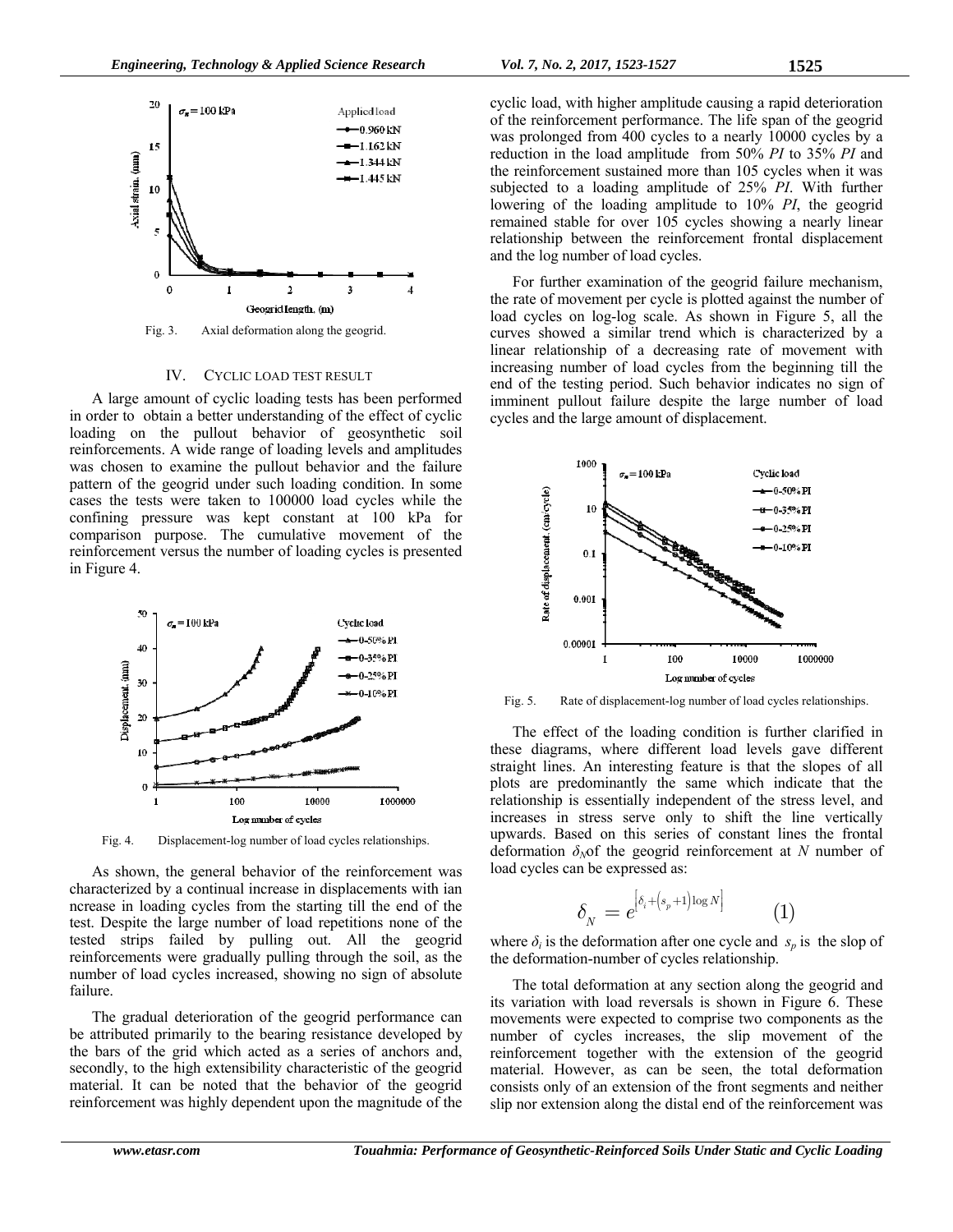Fig. 3. Axial deformation along the geogrid.

## IV. CYCLIC LOAD TEST RESULT

A large amount of cyclic loading tests has been performed in order to obtain a better understanding of the effect of cyclic loading on the pullout behavior of geosynthetic soil reinforcements. A wide range of loading levels and amplitudes was chosen to examine the pullout behavior and the failure pattern of the geogrid under such loading condition. In some cases the tests were taken to 100000 load cycles while the confining pressure was kept constant at 100 kPa for comparison purpose. The cumulative movement of the reinforcement versus the number of loading cycles is presented in Figure 4.

Fig. 4. Displacement-log number of load cycles relationships.

As shown, the general behavior of the reinforcement was characterized by a continual increase in displacements with ian ncrease in loading cycles from the starting till the end of the test. Despite the large number of load repetitions none of the tested strips failed by pulling out. All the geogrid reinforcements were gradually pulling through the soil, as the number of load cycles increased, showing no sign of absolute failure.

The gradual deterioration of the geogrid performance can be attributed primarily to the bearing resistance developed by the bars of the grid which acted as a series of anchors and, secondly, to the high extensibility characteristic of the geogrid material. It can be noted that the behavior of the geogrid reinforcement was highly dependent upon the magnitude of the cyclic load, with higher amplitude causing a rapid deterioration of the reinforcement performance. The life span of the geogrid was prolonged from 400 cycles to a nearly 10000 cycles by a reduction in the load amplitude from 50% *PI* to 35% *PI* and the reinforcement sustained more than 105 cycles when it was subjected to a loading amplitude of 25% *PI*. With further lowering of the loading amplitude to 10% *PI*, the geogrid remained stable for over 105 cycles showing a nearly linear relationship between the reinforcement frontal displacement and the log number of load cycles.

For further examination of the geogrid failure mechanism, the rate of movement per cycle is plotted against the number of load cycles on log-log scale. As shown in Figure 5, all the curves showed a similar trend which is characterized by a linear relationship of a decreasing rate of movement with increasing number of load cycles from the beginning till the end of the testing period. Such behavior indicates no sign of imminent pullout failure despite the large number of load cycles and the large amount of displacement.

Fig. 5. Rate of displacement-log number of load cycles relationships.

The effect of the loading condition is further clarified in these diagrams, where different load levels gave different straight lines. An interesting feature is that the slopes of all plots are predominantly the same which indicate that the relationship is essentially independent of the stress level, and increases in stress serve only to shift the line vertically upwards. Based on this series of constant lines the frontal deformation $\delta_N$of the geogrid reinforcement at $N$ number of load cycles can be expressed as:

$$\delta_N = e^{\left[\delta_i + \left(s_p + 1\right)\log N\right]} \qquad (1)$$

where $\delta_i$ is the deformation after one cycle and $s_p$ is the slop of the deformation-number of cycles relationship.

The total deformation at any section along the geogrid and its variation with load reversals is shown in Figure 6. These movements were expected to comprise two components as the number of cycles increases, the slip movement of the reinforcement together with the extension of the geogrid material. However, as can be seen, the total deformation consists only of an extension of the front segments and neither slip nor extension along the distal end of the reinforcement was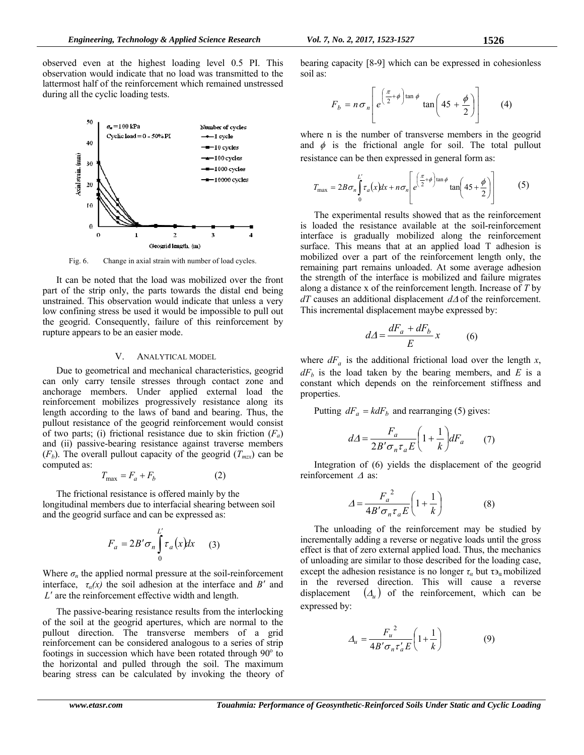observed even at the highest loading level 0.5 PI. This observation would indicate that no load was transmitted to the lattermost half of the reinforcement which remained unstressed during all the cyclic loading tests.

Fig. 6. Change in axial strain with number of load cycles.

It can be noted that the load was mobilized over the front part of the strip only, the parts towards the distal end being unstrained. This observation would indicate that unless a very low confining stress be used it would be impossible to pull out the geogrid. Consequently, failure of this reinforcement by rupture appears to be an easier mode.

## V. ANALYTICAL MODEL

Due to geometrical and mechanical characteristics, geogrid can only carry tensile stresses through contact zone and anchorage members. Under applied external load the reinforcement mobilizes progressively resistance along its length according to the laws of band and bearing. Thus, the pullout resistance of the geogrid reinforcement would consist of two parts; (i) frictional resistance due to skin friction ($F_a$) and (ii) passive-bearing resistance against traverse members ($F_b$). The overall pullout capacity of the geogrid ($T_{mzx}$) can be computed as:

$$T_{\max} = F_a + F_b \qquad (2)$$

The frictional resistance is offered mainly by the longitudinal members due to interfacial shearing between soil and the geogrid surface and can be expressed as:

$$F_a = 2B'\sigma_n \int_0^{L'} \tau_a(x)dx \qquad (3)$$

Where $\sigma_n$ the applied normal pressure at the soil-reinforcement interface, $\tau_a(x)$ the soil adhesion at the interface and $B'$ and $L'$ are the reinforcement effective width and length.

The passive-bearing resistance results from the interlocking of the soil at the geogrid apertures, which are normal to the pullout direction. The transverse members of a grid reinforcement can be considered analogous to a series of strip footings in succession which have been rotated through 90° to the horizontal and pulled through the soil. The maximum bearing stress can be calculated by invoking the theory of bearing capacity [8-9] which can be expressed in cohesionless soil as:

$$F_b = n\sigma_n \left[ e^{\left(\frac{\pi}{2}+\phi\right)\tan\phi} \tan\left(45 + \frac{\phi}{2}\right) \right] \qquad (4)$$

where n is the number of transverse members in the geogrid and $\phi$ is the frictional angle for soil. The total pullout resistance can be then expressed in general form as:

$$T_{\max} = 2B\sigma_n \int_0^{L'} \tau_a(x)dx + n\sigma_n \left[ e^{\left(\frac{\pi}{2}+\phi\right)\tan\phi} \tan\left(45 + \frac{\phi}{2}\right) \right] \qquad (5)$$

The experimental results showed that as the reinforcement is loaded the resistance available at the soil-reinforcement interface is gradually mobilized along the reinforcement surface. This means that at an applied load T adhesion is mobilized over a part of the reinforcement length only, the remaining part remains unloaded. At some average adhesion the strength of the interface is mobilized and failure migrates along a distance x of the reinforcement length. Increase of $T$ by $dT$ causes an additional displacement $d\Delta$ of the reinforcement. This incremental displacement maybe expressed by:

$$d\Delta = \frac{dF_a + dF_b}{E} x \qquad (6)$$

where $dF_a$ is the additional frictional load over the length $x$, $dF_b$ is the load taken by the bearing members, and $E$ is a constant which depends on the reinforcement stiffness and properties.

Putting $dF_a = kdF_b$ and rearranging (5) gives:

$$d\Delta = \frac{F_a}{2B'\sigma_n \tau_a E}\left(1 + \frac{1}{k}\right)dF_a \qquad (7)$$

Integration of (6) yields the displacement of the geogrid reinforcement $\Delta$ as:

$$\Delta = \frac{F_a^{\ 2}}{4B'\sigma_n \tau_a E}\left(1 + \frac{1}{k}\right) \qquad (8)$$

The unloading of the reinforcement may be studied by incrementally adding a reverse or negative loads until the gross effect is that of zero external applied load. Thus, the mechanics of unloading are similar to those described for the loading case, except the adhesion resistance is no longer $\tau_a$ but $\tau'_a$ mobilized in the reversed direction. This will cause a reverse displacement $(\Delta_u)$ of the reinforcement, which can be expressed by:

$$\Delta_u = \frac{F_u^{\ 2}}{4B'\sigma_n \tau'_a E}\left(1 + \frac{1}{k}\right) \qquad (9)$$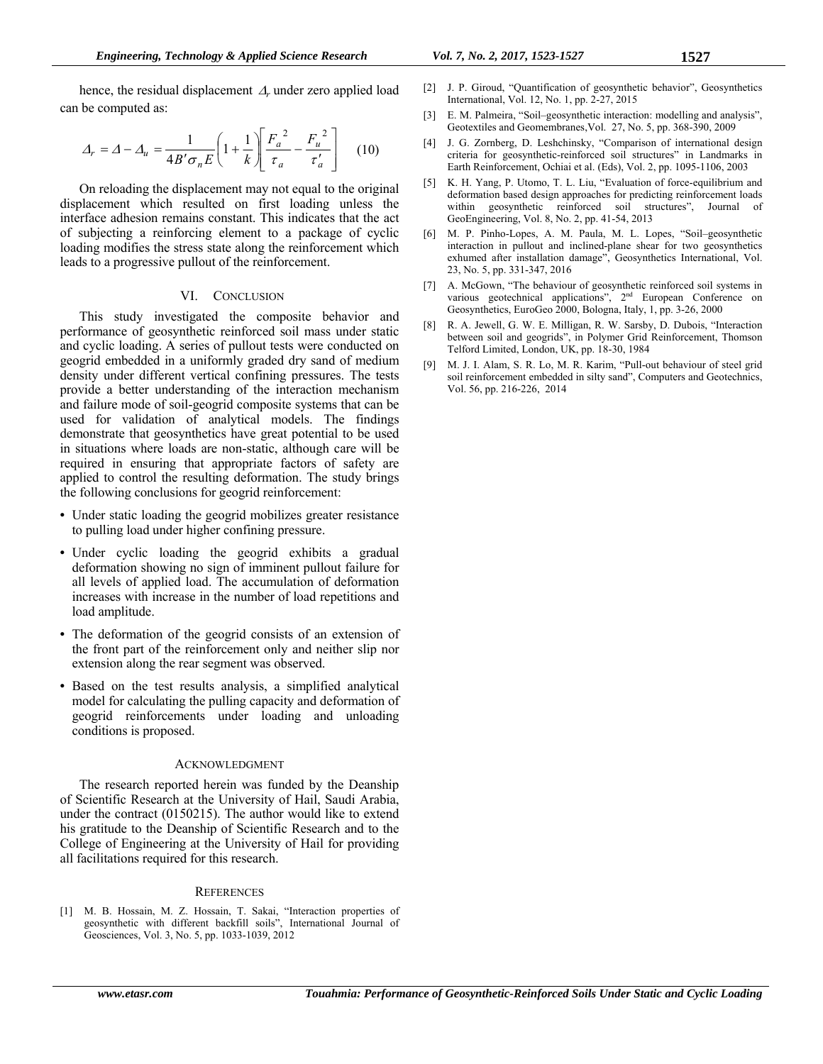hence, the residual displacement $\Delta_r$ under zero applied load can be computed as:

$$\Delta_r = \Delta - \Delta_u = \frac{1}{4B'\sigma_n E}\left(1+\frac{1}{k}\right)\left[\frac{F_a^{\,2}}{\tau_a} - \frac{F_u^{\,2}}{\tau'_a}\right] \quad (10)$$

On reloading the displacement may not equal to the original displacement which resulted on first loading unless the interface adhesion remains constant. This indicates that the act of subjecting a reinforcing element to a package of cyclic loading modifies the stress state along the reinforcement which leads to a progressive pullout of the reinforcement.

## VI. Conclusion

This study investigated the composite behavior and performance of geosynthetic reinforced soil mass under static and cyclic loading. A series of pullout tests were conducted on geogrid embedded in a uniformly graded dry sand of medium density under different vertical confining pressures. The tests provide a better understanding of the interaction mechanism and failure mode of soil-geogrid composite systems that can be used for validation of analytical models. The findings demonstrate that geosynthetics have great potential to be used in situations where loads are non-static, although care will be required in ensuring that appropriate factors of safety are applied to control the resulting deformation. The study brings the following conclusions for geogrid reinforcement:

- Under static loading the geogrid mobilizes greater resistance to pulling load under higher confining pressure.
- Under cyclic loading the geogrid exhibits a gradual deformation showing no sign of imminent pullout failure for all levels of applied load. The accumulation of deformation increases with increase in the number of load repetitions and load amplitude.
- The deformation of the geogrid consists of an extension of the front part of the reinforcement only and neither slip nor extension along the rear segment was observed.
- Based on the test results analysis, a simplified analytical model for calculating the pulling capacity and deformation of geogrid reinforcements under loading and unloading conditions is proposed.

## Acknowledgment

The research reported herein was funded by the Deanship of Scientific Research at the University of Hail, Saudi Arabia, under the contract (0150215). The author would like to extend his gratitude to the Deanship of Scientific Research and to the College of Engineering at the University of Hail for providing all facilitations required for this research.

## References

[1] M. B. Hossain, M. Z. Hossain, T. Sakai, "Interaction properties of geosynthetic with different backfill soils", International Journal of Geosciences, Vol. 3, No. 5, pp. 1033-1039, 2012

[2] J. P. Giroud, "Quantification of geosynthetic behavior", Geosynthetics International, Vol. 12, No. 1, pp. 2-27, 2015

[3] E. M. Palmeira, "Soil–geosynthetic interaction: modelling and analysis", Geotextiles and Geomembranes,Vol. 27, No. 5, pp. 368-390, 2009

[4] J. G. Zornberg, D. Leshchinsky, "Comparison of international design criteria for geosynthetic-reinforced soil structures" in Landmarks in Earth Reinforcement, Ochiai et al. (Eds), Vol. 2, pp. 1095-1106, 2003

[5] K. H. Yang, P. Utomo, T. L. Liu, "Evaluation of force-equilibrium and deformation based design approaches for predicting reinforcement loads within geosynthetic reinforced soil structures", Journal of GeoEngineering, Vol. 8, No. 2, pp. 41-54, 2013

[6] M. P. Pinho-Lopes, A. M. Paula, M. L. Lopes, "Soil–geosynthetic interaction in pullout and inclined-plane shear for two geosynthetics exhumed after installation damage", Geosynthetics International, Vol. 23, No. 5, pp. 331-347, 2016

[7] A. McGown, "The behaviour of geosynthetic reinforced soil systems in various geotechnical applications", 2nd European Conference on Geosynthetics, EuroGeo 2000, Bologna, Italy, 1, pp. 3-26, 2000

[8] R. A. Jewell, G. W. E. Milligan, R. W. Sarsby, D. Dubois, "Interaction between soil and geogrids", in Polymer Grid Reinforcement, Thomson Telford Limited, London, UK, pp. 18-30, 1984

[9] M. J. I. Alam, S. R. Lo, M. R. Karim, "Pull-out behaviour of steel grid soil reinforcement embedded in silty sand", Computers and Geotechnics, Vol. 56, pp. 216-226, 2014